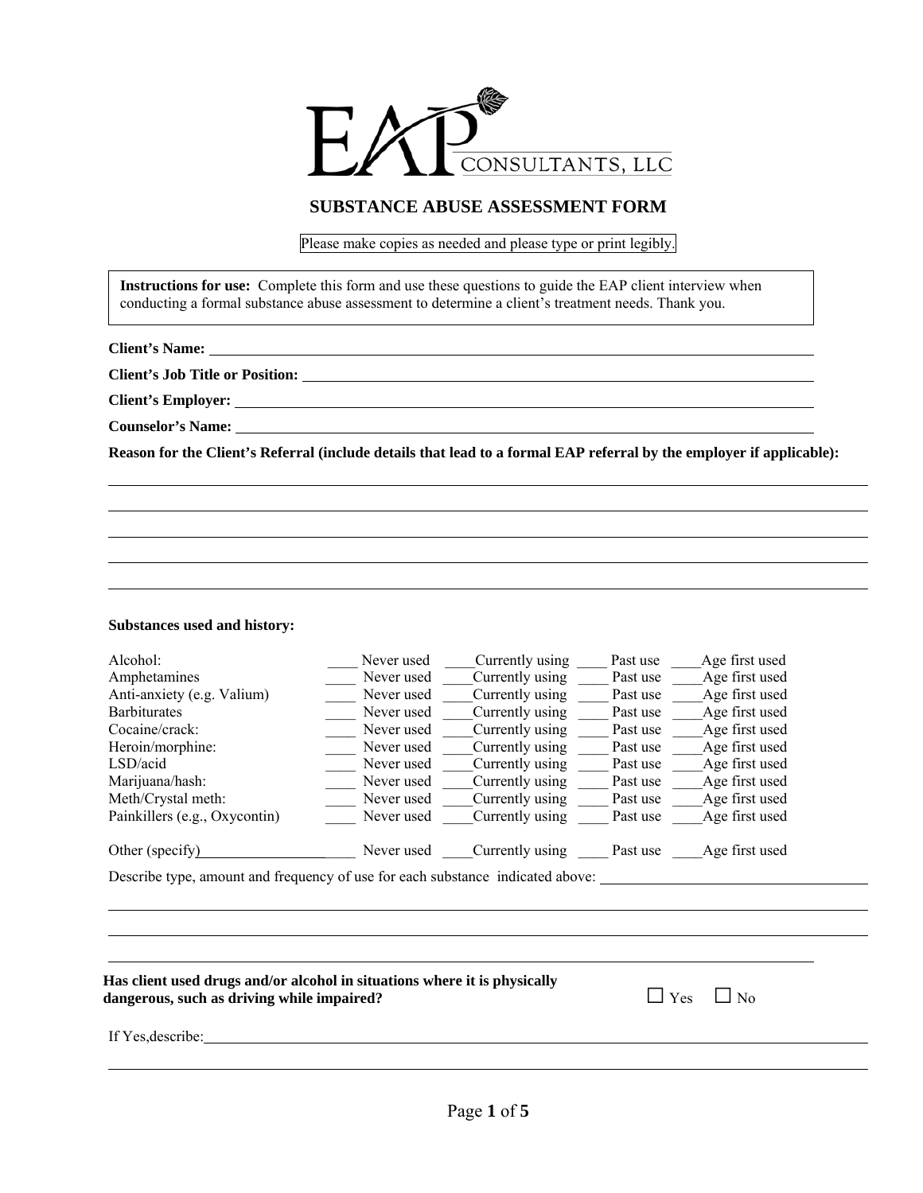EAP CONSULTANTS, LLC

# SUBSTANCE ABUSE ASSESSMENT FORM

Please make copies as needed and please type or print legibly.

**Instructions for use:** Complete this form and use these questions to guide the EAP client interview when conducting a formal substance abuse assessment to determine a client's treatment needs. Thank you.

**Client's Name:** ________________________________________

**Client's Job Title or Position:** ________________________________________

**Client's Employer:** ________________________________________

**Counselor's Name:** ________________________________________

**Reason for the Client's Referral (include details that lead to a formal EAP referral by the employer if applicable):**

________________________________________

________________________________________

________________________________________

________________________________________

________________________________________

**Substances used and history:**

| Substance | | | | |
|---|---|---|---|---|
| Alcohol: | ____ Never used | ____ Currently using | ____ Past use | ____ Age first used |
| Amphetamines | ____ Never used | ____ Currently using | ____ Past use | ____ Age first used |
| Anti-anxiety (e.g. Valium) | ____ Never used | ____ Currently using | ____ Past use | ____ Age first used |
| Barbiturates | ____ Never used | ____ Currently using | ____ Past use | ____ Age first used |
| Cocaine/crack: | ____ Never used | ____ Currently using | ____ Past use | ____ Age first used |
| Heroin/morphine: | ____ Never used | ____ Currently using | ____ Past use | ____ Age first used |
| LSD/acid | ____ Never used | ____ Currently using | ____ Past use | ____ Age first used |
| Marijuana/hash: | ____ Never used | ____ Currently using | ____ Past use | ____ Age first used |
| Meth/Crystal meth: | ____ Never used | ____ Currently using | ____ Past use | ____ Age first used |
| Painkillers (e.g., Oxycontin) | ____ Never used | ____ Currently using | ____ Past use | ____ Age first used |
| Other (specify) ____________ | ____ Never used | ____ Currently using | ____ Past use | ____ Age first used |

Describe type, amount and frequency of use for each substance indicated above: ________________________________________

________________________________________

________________________________________

________________________________________

**Has client used drugs and/or alcohol in situations where it is physically dangerous, such as driving while impaired?** ☐ Yes ☐ No

If Yes, describe: ________________________________________

________________________________________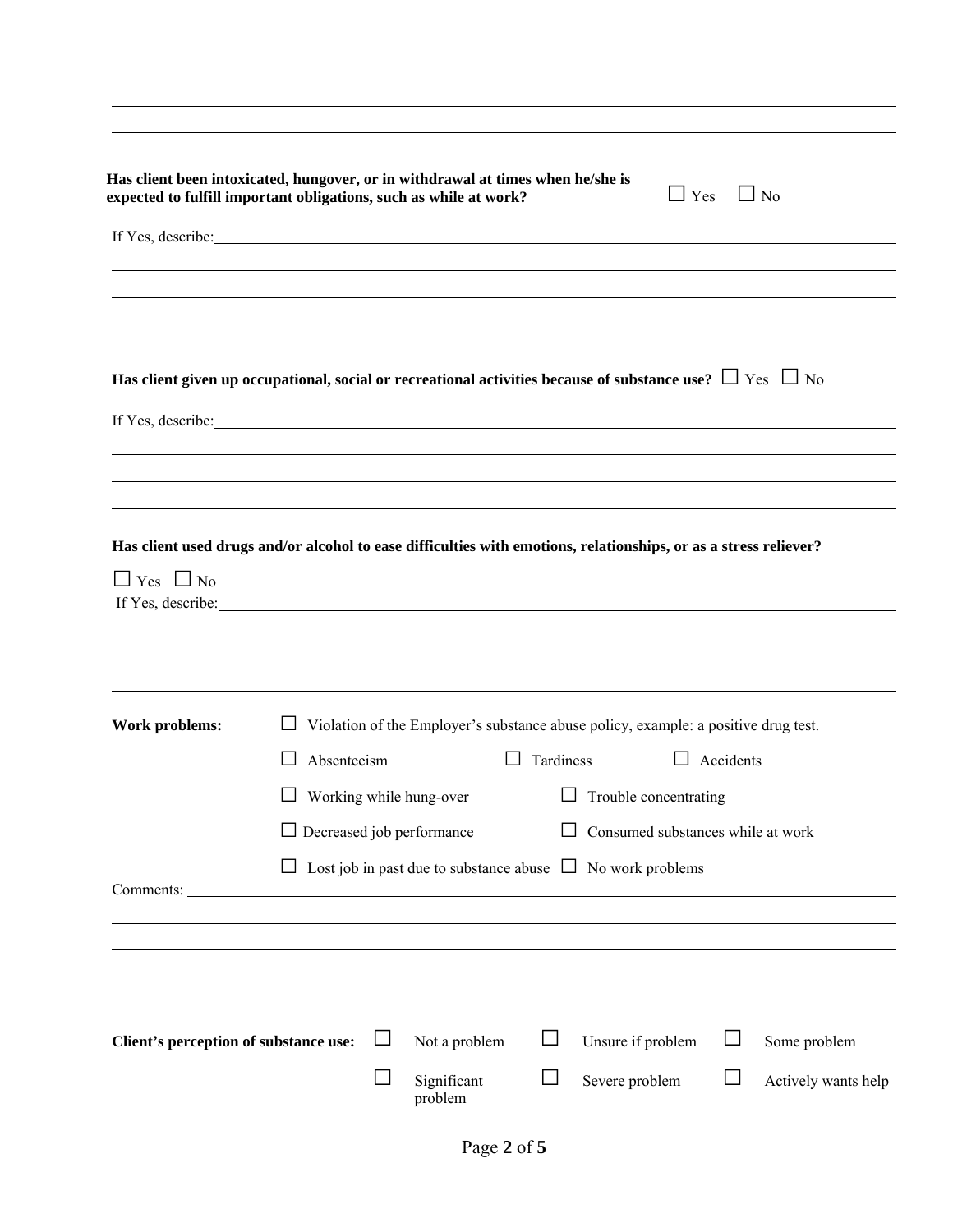**Has client been intoxicated, hungover, or in withdrawal at times when he/she is expected to fulfill important obligations, such as while at work?** ☐ Yes ☐ No

If Yes, describe:

**Has client given up occupational, social or recreational activities because of substance use?** ☐ Yes ☐ No

If Yes, describe:

**Has client used drugs and/or alcohol to ease difficulties with emotions, relationships, or as a stress reliever?**

☐ Yes ☐ No

If Yes, describe:

**Work problems:**

☐ Violation of the Employer's substance abuse policy, example: a positive drug test.

☐ Absenteeism ☐ Tardiness ☐ Accidents

☐ Working while hung-over ☐ Trouble concentrating

☐ Decreased job performance ☐ Consumed substances while at work

☐ Lost job in past due to substance abuse ☐ No work problems

Comments:

**Client's perception of substance use:**

☐ Not a problem ☐ Unsure if problem ☐ Some problem

☐ Significant problem ☐ Severe problem ☐ Actively wants help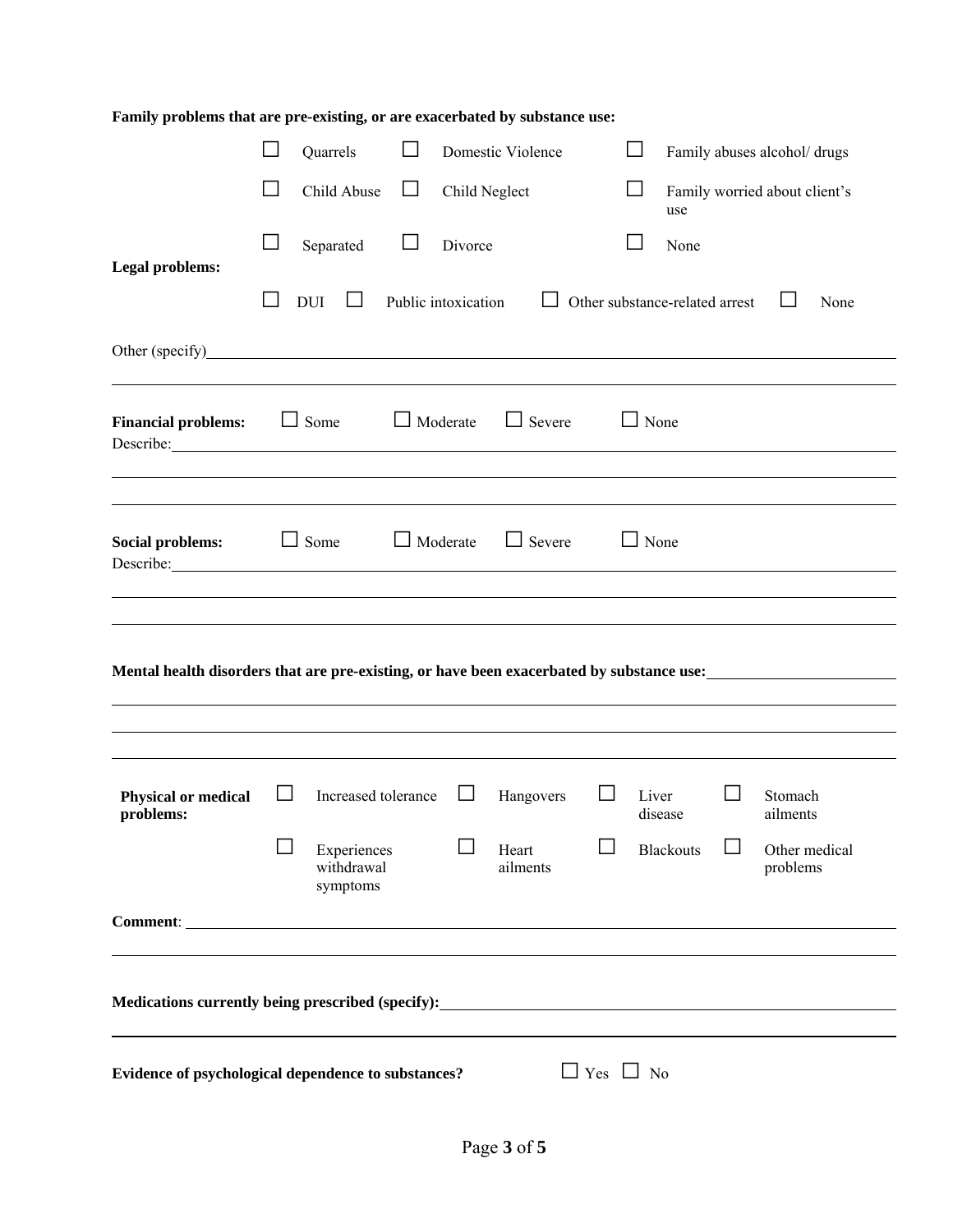**Family problems that are pre-existing, or are exacerbated by substance use:**

☐ Quarrels ☐ Domestic Violence ☐ Family abuses alcohol/ drugs

☐ Child Abuse ☐ Child Neglect ☐ Family worried about client's use

☐ Separated ☐ Divorce ☐ None

**Legal problems:**

☐ DUI ☐ Public intoxication ☐ Other substance-related arrest ☐ None

Other (specify)\_\_\_\_\_\_\_\_\_\_\_\_\_\_\_\_\_\_\_\_\_\_\_\_\_\_\_\_\_\_\_\_\_\_\_\_\_\_\_\_\_\_\_\_\_\_\_\_\_\_\_\_\_\_\_\_\_\_\_\_

\_\_\_\_\_\_\_\_\_\_\_\_\_\_\_\_\_\_\_\_\_\_\_\_\_\_\_\_\_\_\_\_\_\_\_\_\_\_\_\_\_\_\_\_\_\_\_\_\_\_\_\_\_\_\_\_\_\_\_\_\_\_\_\_\_\_\_\_\_\_\_\_\_\_\_\_\_

**Financial problems:** ☐ Some ☐ Moderate ☐ Severe ☐ None

Describe:\_\_\_\_\_\_\_\_\_\_\_\_\_\_\_\_\_\_\_\_\_\_\_\_\_\_\_\_\_\_\_\_\_\_\_\_\_\_\_\_\_\_\_\_\_\_\_\_\_\_\_\_\_\_\_\_\_\_\_\_\_\_\_\_\_\_\_\_

\_\_\_\_\_\_\_\_\_\_\_\_\_\_\_\_\_\_\_\_\_\_\_\_\_\_\_\_\_\_\_\_\_\_\_\_\_\_\_\_\_\_\_\_\_\_\_\_\_\_\_\_\_\_\_\_\_\_\_\_\_\_\_\_\_\_\_\_\_\_\_\_\_\_\_\_\_

\_\_\_\_\_\_\_\_\_\_\_\_\_\_\_\_\_\_\_\_\_\_\_\_\_\_\_\_\_\_\_\_\_\_\_\_\_\_\_\_\_\_\_\_\_\_\_\_\_\_\_\_\_\_\_\_\_\_\_\_\_\_\_\_\_\_\_\_\_\_\_\_\_\_\_\_\_

**Social problems:** ☐ Some ☐ Moderate ☐ Severe ☐ None

Describe:\_\_\_\_\_\_\_\_\_\_\_\_\_\_\_\_\_\_\_\_\_\_\_\_\_\_\_\_\_\_\_\_\_\_\_\_\_\_\_\_\_\_\_\_\_\_\_\_\_\_\_\_\_\_\_\_\_\_\_\_\_\_\_\_\_\_\_\_

\_\_\_\_\_\_\_\_\_\_\_\_\_\_\_\_\_\_\_\_\_\_\_\_\_\_\_\_\_\_\_\_\_\_\_\_\_\_\_\_\_\_\_\_\_\_\_\_\_\_\_\_\_\_\_\_\_\_\_\_\_\_\_\_\_\_\_\_\_\_\_\_\_\_\_\_\_

\_\_\_\_\_\_\_\_\_\_\_\_\_\_\_\_\_\_\_\_\_\_\_\_\_\_\_\_\_\_\_\_\_\_\_\_\_\_\_\_\_\_\_\_\_\_\_\_\_\_\_\_\_\_\_\_\_\_\_\_\_\_\_\_\_\_\_\_\_\_\_\_\_\_\_\_\_

**Mental health disorders that are pre-existing, or have been exacerbated by substance use:**\_\_\_\_\_\_\_\_\_\_\_\_\_\_\_\_\_\_\_\_

\_\_\_\_\_\_\_\_\_\_\_\_\_\_\_\_\_\_\_\_\_\_\_\_\_\_\_\_\_\_\_\_\_\_\_\_\_\_\_\_\_\_\_\_\_\_\_\_\_\_\_\_\_\_\_\_\_\_\_\_\_\_\_\_\_\_\_\_\_\_\_\_\_\_\_\_\_

\_\_\_\_\_\_\_\_\_\_\_\_\_\_\_\_\_\_\_\_\_\_\_\_\_\_\_\_\_\_\_\_\_\_\_\_\_\_\_\_\_\_\_\_\_\_\_\_\_\_\_\_\_\_\_\_\_\_\_\_\_\_\_\_\_\_\_\_\_\_\_\_\_\_\_\_\_

\_\_\_\_\_\_\_\_\_\_\_\_\_\_\_\_\_\_\_\_\_\_\_\_\_\_\_\_\_\_\_\_\_\_\_\_\_\_\_\_\_\_\_\_\_\_\_\_\_\_\_\_\_\_\_\_\_\_\_\_\_\_\_\_\_\_\_\_\_\_\_\_\_\_\_\_\_

**Physical or medical problems:**

☐ Increased tolerance ☐ Hangovers ☐ Liver disease ☐ Stomach ailments

☐ Experiences withdrawal symptoms ☐ Heart ailments ☐ Blackouts ☐ Other medical problems

**Comment**: \_\_\_\_\_\_\_\_\_\_\_\_\_\_\_\_\_\_\_\_\_\_\_\_\_\_\_\_\_\_\_\_\_\_\_\_\_\_\_\_\_\_\_\_\_\_\_\_\_\_\_\_\_\_\_\_\_\_\_\_\_\_\_\_\_\_\_

\_\_\_\_\_\_\_\_\_\_\_\_\_\_\_\_\_\_\_\_\_\_\_\_\_\_\_\_\_\_\_\_\_\_\_\_\_\_\_\_\_\_\_\_\_\_\_\_\_\_\_\_\_\_\_\_\_\_\_\_\_\_\_\_\_\_\_\_\_\_\_\_\_\_\_\_\_

**Medications currently being prescribed (specify):**\_\_\_\_\_\_\_\_\_\_\_\_\_\_\_\_\_\_\_\_\_\_\_\_\_\_\_\_\_\_\_\_\_\_\_\_\_\_

\_\_\_\_\_\_\_\_\_\_\_\_\_\_\_\_\_\_\_\_\_\_\_\_\_\_\_\_\_\_\_\_\_\_\_\_\_\_\_\_\_\_\_\_\_\_\_\_\_\_\_\_\_\_\_\_\_\_\_\_\_\_\_\_\_\_\_\_\_\_\_\_\_\_\_\_\_

**Evidence of psychological dependence to substances?** ☐ Yes ☐ No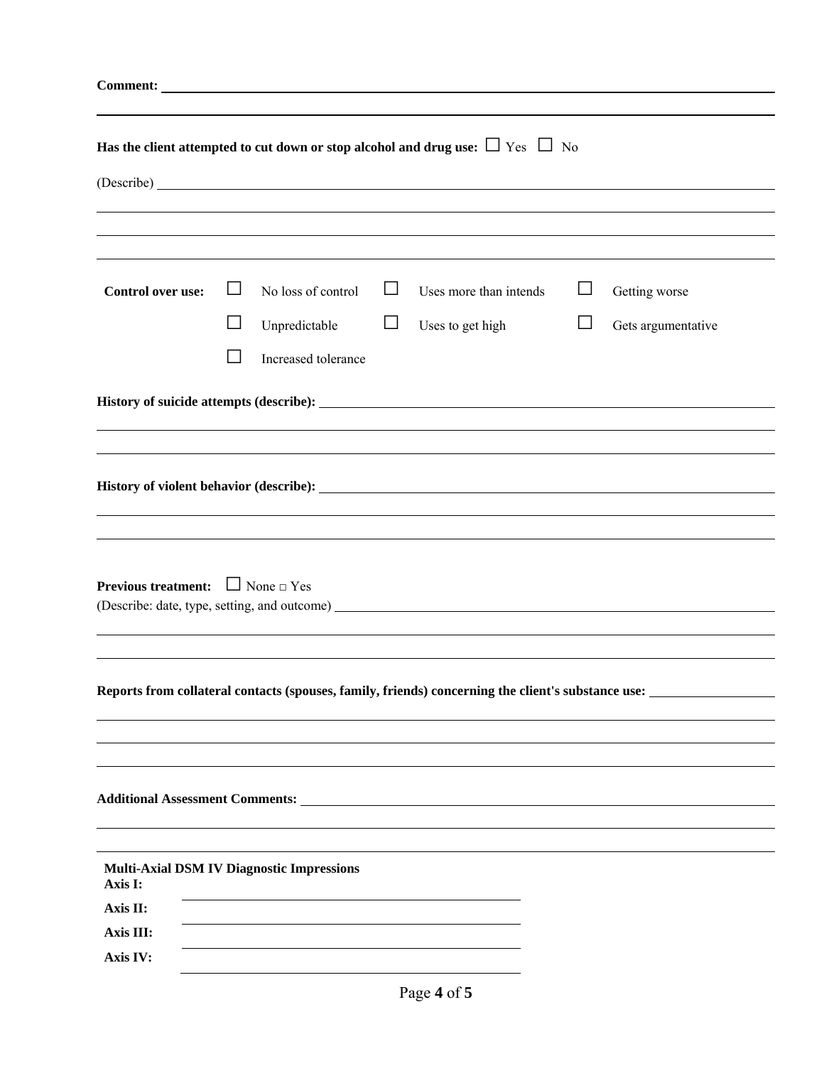**Comment:** ______________________________________________________________________________

______________________________________________________________________________

**Has the client attempted to cut down or stop alcohol and drug use:** ☐ Yes ☐ No

(Describe) ______________________________________________________________________________

______________________________________________________________________________

______________________________________________________________________________

______________________________________________________________________________

| **Control over use:** | ☐ No loss of control | ☐ Uses more than intends | ☐ Getting worse |
|---|---|---|---|
| | ☐ Unpredictable | ☐ Uses to get high | ☐ Gets argumentative |
| | ☐ Increased tolerance | | |

**History of suicide attempts (describe):** ______________________________________________________________________________

______________________________________________________________________________

______________________________________________________________________________

**History of violent behavior (describe):** ______________________________________________________________________________

______________________________________________________________________________

______________________________________________________________________________

**Previous treatment:** ☐ None □ Yes
(Describe: date, type, setting, and outcome) ______________________________________________________________________________

______________________________________________________________________________

______________________________________________________________________________

**Reports from collateral contacts (spouses, family, friends) concerning the client's substance use:** ____________________

______________________________________________________________________________

______________________________________________________________________________

______________________________________________________________________________

**Additional Assessment Comments:** ______________________________________________________________________________

______________________________________________________________________________

______________________________________________________________________________

**Multi-Axial DSM IV Diagnostic Impressions**

**Axis I:** ____________________________________________

**Axis II:** ____________________________________________

**Axis III:** ____________________________________________

**Axis IV:** ____________________________________________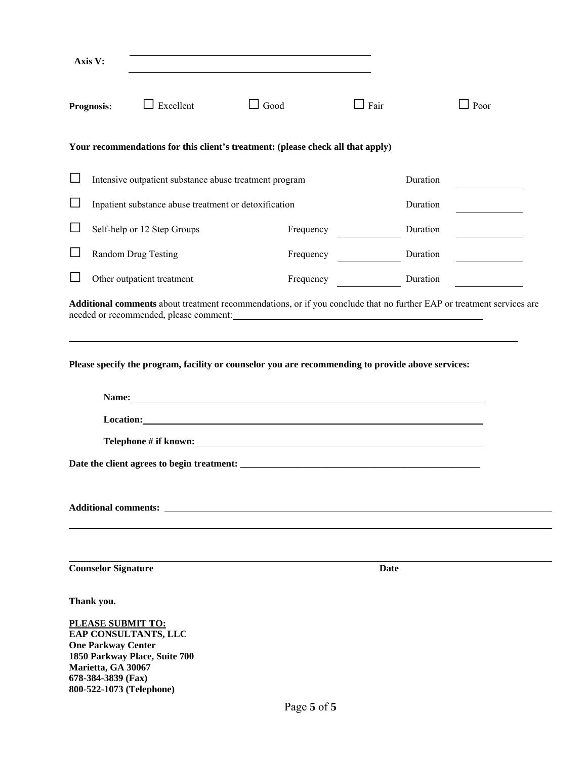**Axis V:** ______________________________________________

______________________________________________

**Prognosis:** ☐ Excellent ☐ Good ☐ Fair ☐ Poor

**Your recommendations for this client's treatment: (please check all that apply)**

| | | | | | |
|---|---|---|---|---|---|
| ☐ | Intensive outpatient substance abuse treatment program | | | Duration | ________ |
| ☐ | Inpatient substance abuse treatment or detoxification | | | Duration | ________ |
| ☐ | Self-help or 12 Step Groups | Frequency | ________ | Duration | ________ |
| ☐ | Random Drug Testing | Frequency | ________ | Duration | ________ |
| ☐ | Other outpatient treatment | Frequency | ________ | Duration | ________ |

**Additional comments** about treatment recommendations, or if you conclude that no further EAP or treatment services are needed or recommended, please comment: ______________________________________________

______________________________________________

**Please specify the program, facility or counselor you are recommending to provide above services:**

**Name:** ______________________________________________

**Location:** ______________________________________________

**Telephone # if known:** ______________________________________________

**Date the client agrees to begin treatment:** ______________________________________________

**Additional comments:** ______________________________________________

______________________________________________

______________________________________________

**Counselor Signature** **Date**

**Thank you.**

**PLEASE SUBMIT TO:**
**EAP CONSULTANTS, LLC**
**One Parkway Center**
**1850 Parkway Place, Suite 700**
**Marietta, GA 30067**
**678-384-3839 (Fax)**
**800-522-1073 (Telephone)**